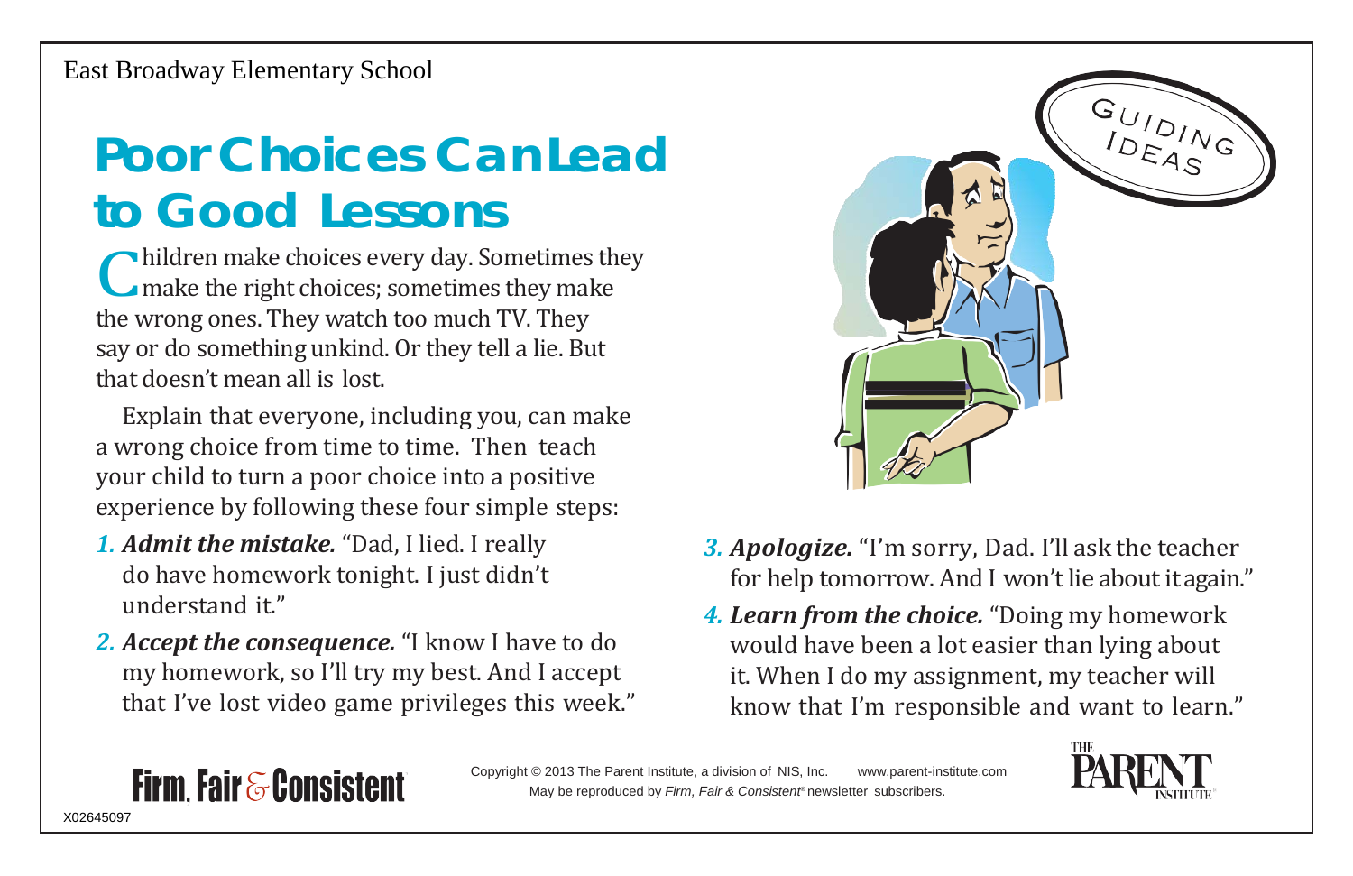East Broadway Elementary School

# Poor Choices Can Lead to Good Lessons

Children make choices every day. Sometimes they make the right choices; sometimes they make the wrong ones. They watch too much TV. They say or do something unkind. Or they tell a lie. But that doesn't mean all is lost.

Explain that everyone, including you, can make a wrong choice from time to time. Then teach your child to turn a poor choice into a positive experience by following these four simple steps:

1. ***Admit the mistake.*** "Dad, I lied. I really do have homework tonight. I just didn't understand it."
2. ***Accept the consequence.*** "I know I have to do my homework, so I'll try my best. And I accept that I've lost video game privileges this week."
3. ***Apologize.*** "I'm sorry, Dad. I'll ask the teacher for help tomorrow. And I won't lie about it again."
4. ***Learn from the choice.*** "Doing my homework would have been a lot easier than lying about it. When I do my assignment, my teacher will know that I'm responsible and want to learn."

Firm, Fair & Consistent

Copyright © 2013 The Parent Institute, a division of NIS, Inc. www.parent-institute.com
May be reproduced by *Firm, Fair & Consistent®* newsletter subscribers.

X02645097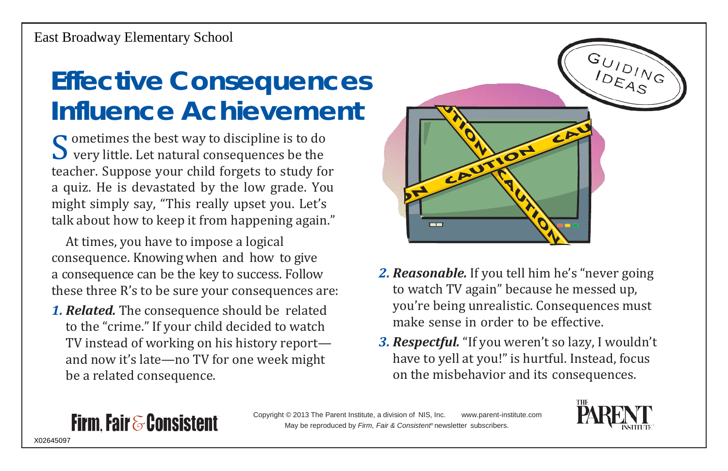East Broadway Elementary School

# Effective Consequences Influence Achievement

Sometimes the best way to discipline is to do very little. Let natural consequences be the teacher. Suppose your child forgets to study for a quiz. He is devastated by the low grade. You might simply say, "This really upset you. Let's talk about how to keep it from happening again."

At times, you have to impose a logical consequence. Knowing when and how to give a consequence can be the key to success. Follow these three R's to be sure your consequences are:

1. ***Related.*** The consequence should be related to the "crime." If your child decided to watch TV instead of working on his history report—and now it's late—no TV for one week might be a related consequence.
2. ***Reasonable.*** If you tell him he's "never going to watch TV again" because he messed up, you're being unrealistic. Consequences must make sense in order to be effective.
3. ***Respectful.*** "If you weren't so lazy, I wouldn't have to yell at you!" is hurtful. Instead, focus on the misbehavior and its consequences.

Firm, Fair & Consistent

Copyright © 2013 The Parent Institute, a division of NIS, Inc. www.parent-institute.com
May be reproduced by *Firm, Fair & Consistent*® newsletter subscribers.

X02645097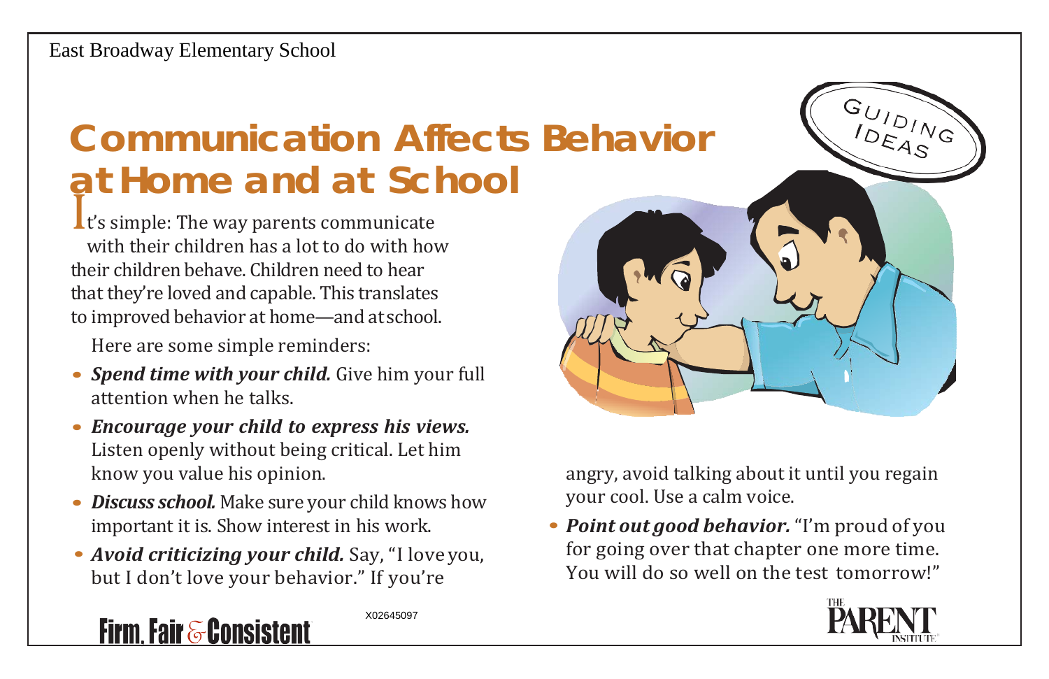East Broadway Elementary School

# Communication Affects Behavior at Home and at School

GUIDING IDEAS

It's simple: The way parents communicate with their children has a lot to do with how their children behave. Children need to hear that they're loved and capable. This translates to improved behavior at home—and at school.

Here are some simple reminders:

- ***Spend time with your child.*** Give him your full attention when he talks.
- ***Encourage your child to express his views.*** Listen openly without being critical. Let him know you value his opinion.
- ***Discuss school.*** Make sure your child knows how important it is. Show interest in his work.
- ***Avoid criticizing your child.*** Say, "I love you, but I don't love your behavior." If you're angry, avoid talking about it until you regain your cool. Use a calm voice.
- ***Point out good behavior.*** "I'm proud of you for going over that chapter one more time. You will do so well on the test tomorrow!"

Firm, Fair & Consistent

X02645097

THE PARENT INSTITUTE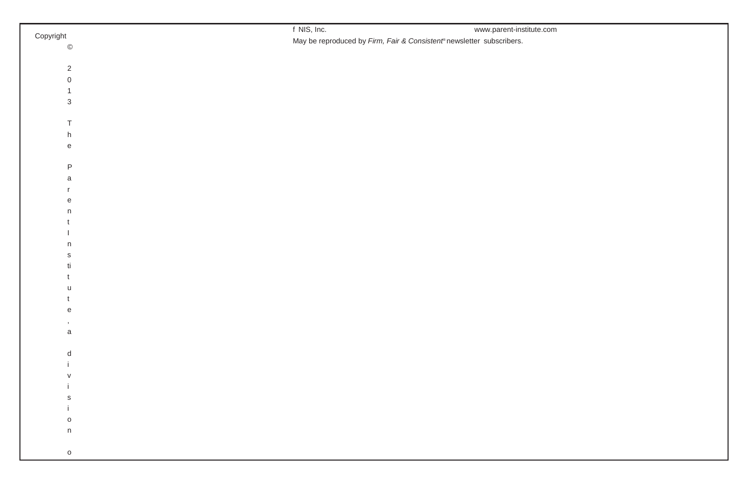Copyright © 2013 The Parent Institute, a division of NIS, Inc. www.parent-institute.com

May be reproduced by *Firm, Fair & Consistent®* newsletter subscribers.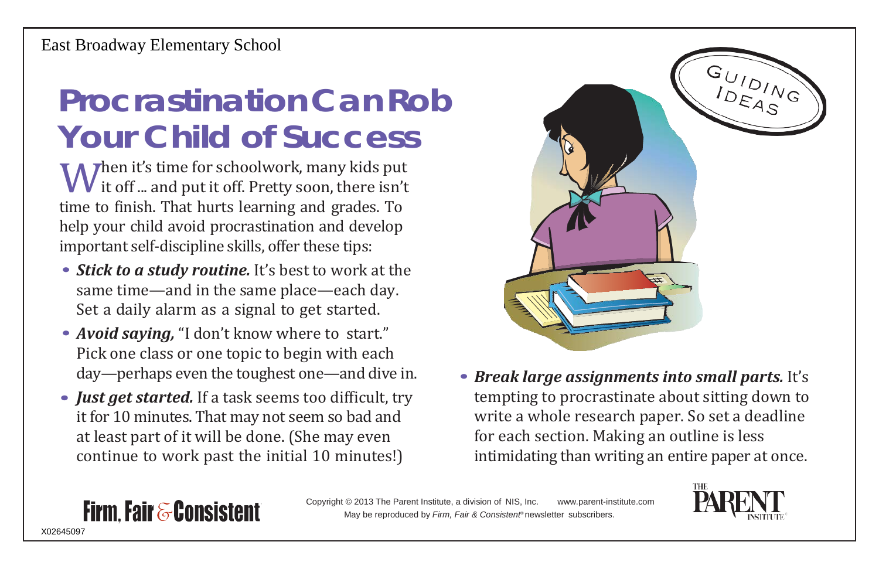East Broadway Elementary School

# Procrastination Can Rob Your Child of Success

When it's time for schoolwork, many kids put it off ... and put it off. Pretty soon, there isn't time to finish. That hurts learning and grades. To help your child avoid procrastination and develop important self-discipline skills, offer these tips:

- ***Stick to a study routine.*** It's best to work at the same time—and in the same place—each day. Set a daily alarm as a signal to get started.
- ***Avoid saying,*** "I don't know where to start." Pick one class or one topic to begin with each day—perhaps even the toughest one—and dive in.
- ***Just get started.*** If a task seems too difficult, try it for 10 minutes. That may not seem so bad and at least part of it will be done. (She may even continue to work past the initial 10 minutes!)
- ***Break large assignments into small parts.*** It's tempting to procrastinate about sitting down to write a whole research paper. So set a deadline for each section. Making an outline is less intimidating than writing an entire paper at once.

Guiding Ideas

Firm, Fair & Consistent

Copyright © 2013 The Parent Institute, a division of NIS, Inc. www.parent-institute.com
May be reproduced by *Firm, Fair & Consistent®* newsletter subscribers.

The Parent Institute®

X02645097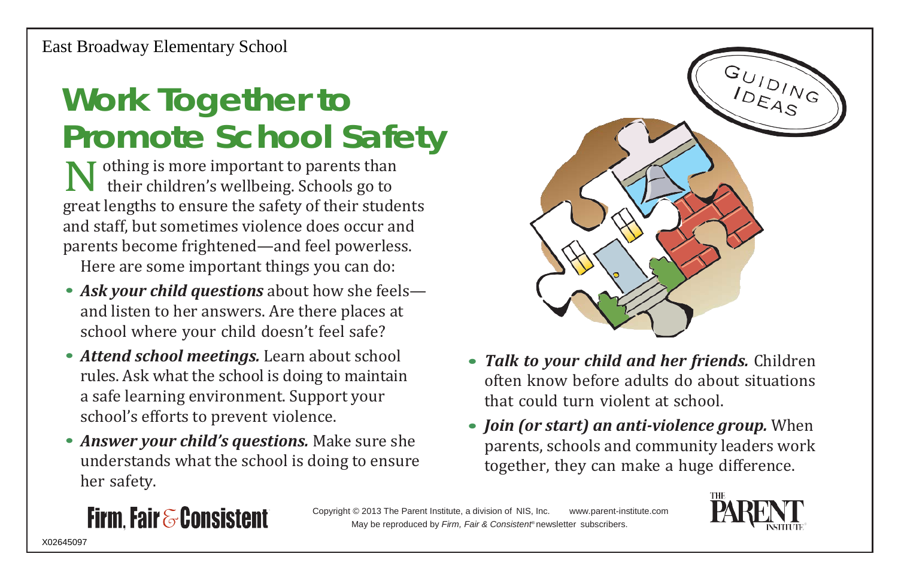East Broadway Elementary School

# Work Together to Promote School Safety

Nothing is more important to parents than their children's wellbeing. Schools go to great lengths to ensure the safety of their students and staff, but sometimes violence does occur and parents become frightened—and feel powerless.

Here are some important things you can do:

- ***Ask your child questions*** about how she feels—and listen to her answers. Are there places at school where your child doesn't feel safe?
- ***Attend school meetings.*** Learn about school rules. Ask what the school is doing to maintain a safe learning environment. Support your school's efforts to prevent violence.
- ***Answer your child's questions.*** Make sure she understands what the school is doing to ensure her safety.
- ***Talk to your child and her friends.*** Children often know before adults do about situations that could turn violent at school.
- ***Join (or start) an anti-violence group.*** When parents, schools and community leaders work together, they can make a huge difference.

Guiding Ideas

Firm, Fair & Consistent

Copyright © 2013 The Parent Institute, a division of NIS, Inc. www.parent-institute.com
May be reproduced by *Firm, Fair & Consistent*® newsletter subscribers.

The Parent Institute®

X02645097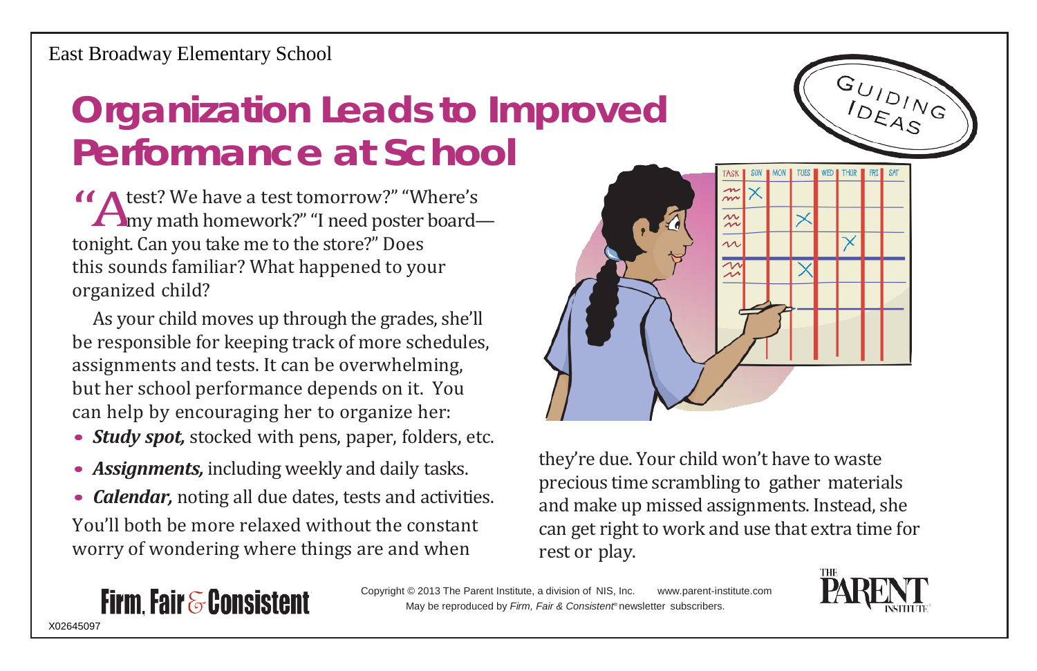East Broadway Elementary School

# Organization Leads to Improved Performance at School

"A test? We have a test tomorrow?" "Where's my math homework?" "I need poster board—tonight. Can you take me to the store?" Does this sounds familiar? What happened to your organized child?

As your child moves up through the grades, she'll be responsible for keeping track of more schedules, assignments and tests. It can be overwhelming, but her school performance depends on it. You can help by encouraging her to organize her:

- ***Study spot,*** stocked with pens, paper, folders, etc.
- ***Assignments,*** including weekly and daily tasks.
- ***Calendar,*** noting all due dates, tests and activities.

You'll both be more relaxed without the constant worry of wondering where things are and when they're due. Your child won't have to waste precious time scrambling to gather materials and make up missed assignments. Instead, she can get right to work and use that extra time for rest or play.

Firm, Fair & Consistent

Copyright © 2013 The Parent Institute, a division of NIS, Inc. www.parent-institute.com
May be reproduced by *Firm, Fair & Consistent®* newsletter subscribers.

X02645097